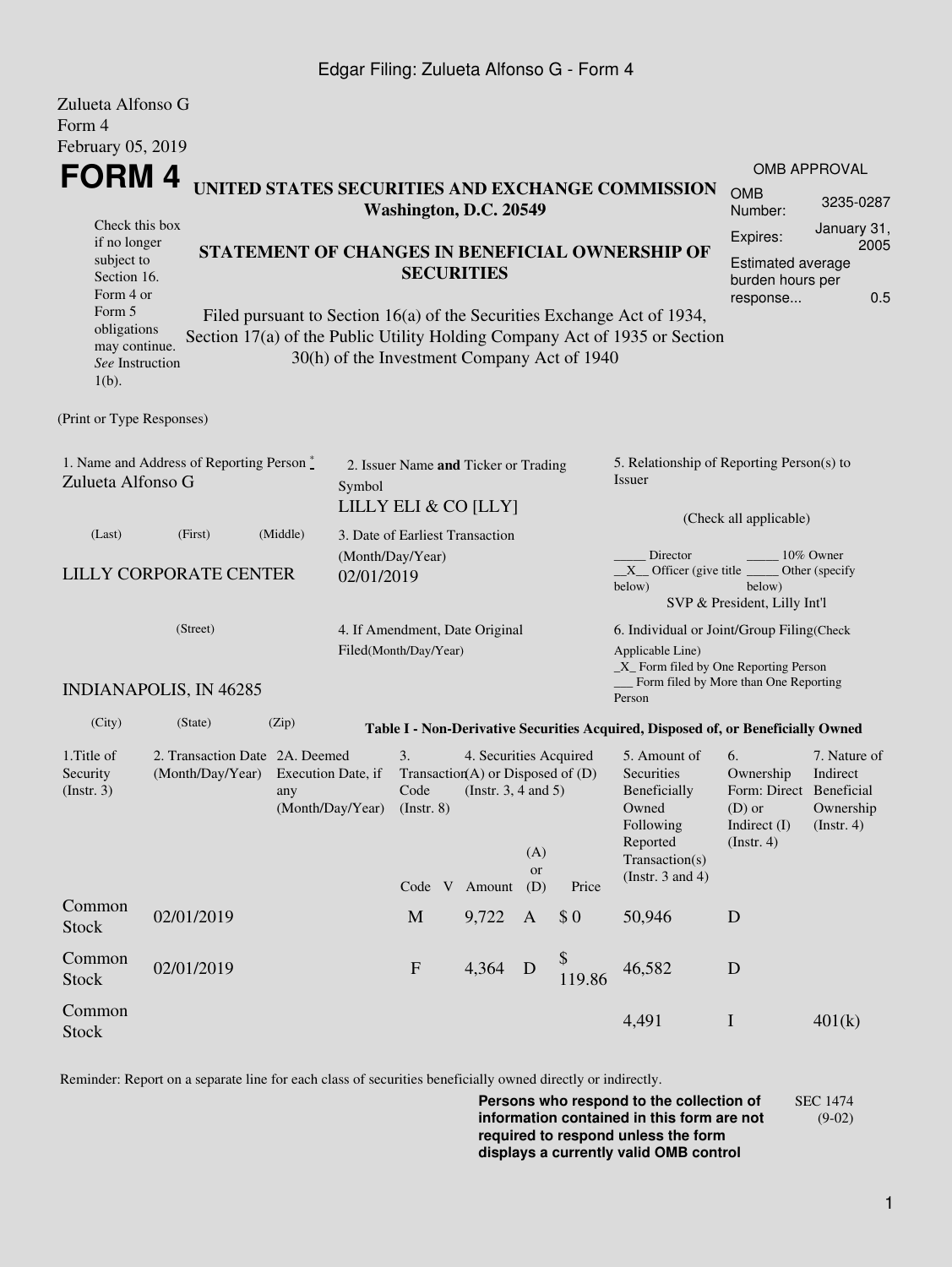Edgar Filing: Zulueta Alfonso G - Form 4

Zulueta Alfonso G
Form 4
February 05, 2019

# FORM 4

**UNITED STATES SECURITIES AND EXCHANGE COMMISSION**
**Washington, D.C. 20549**

Check this box if no longer subject to Section 16. Form 4 or Form 5 obligations may continue. *See* Instruction 1(b).

**STATEMENT OF CHANGES IN BENEFICIAL OWNERSHIP OF SECURITIES**

Filed pursuant to Section 16(a) of the Securities Exchange Act of 1934, Section 17(a) of the Public Utility Holding Company Act of 1935 or Section 30(h) of the Investment Company Act of 1940

| OMB APPROVAL | |
|---|---|
| OMB Number: | 3235-0287 |
| Expires: | January 31, 2005 |
| Estimated average burden hours per response... | 0.5 |

(Print or Type Responses)

1. Name and Address of Reporting Person *
Zulueta Alfonso G

(Last) (First) (Middle)

LILLY CORPORATE CENTER

(Street)

INDIANAPOLIS, IN 46285

(City) (State) (Zip)

2. Issuer Name **and** Ticker or Trading Symbol
LILLY ELI & CO [LLY]

3. Date of Earliest Transaction (Month/Day/Year)
02/01/2019

4. If Amendment, Date Original Filed(Month/Day/Year)

5. Relationship of Reporting Person(s) to Issuer

(Check all applicable)

_____ Director _____ 10% Owner
__X__ Officer (give title below) _____ Other (specify below)
SVP & President, Lilly Int'l

6. Individual or Joint/Group Filing(Check Applicable Line)
_X_ Form filed by One Reporting Person
___ Form filed by More than One Reporting Person

**Table I - Non-Derivative Securities Acquired, Disposed of, or Beneficially Owned**

| 1.Title of Security (Instr. 3) | 2. Transaction Date (Month/Day/Year) | 2A. Deemed Execution Date, if any (Month/Day/Year) | 3. Transaction Code (Instr. 8) | | 4. Securities Acquired (A) or Disposed of (D) (Instr. 3, 4 and 5) | | | 5. Amount of Securities Beneficially Owned Following Reported Transaction(s) (Instr. 3 and 4) | 6. Ownership Form: Direct (D) or Indirect (I) (Instr. 4) | 7. Nature of Indirect Beneficial Ownership (Instr. 4) |
|---|---|---|---|---|---|---|---|---|---|---|
| | | | Code | V | Amount | (A) or (D) | Price | | | |
| Common Stock | 02/01/2019 | | M | | 9,722 | A | $ 0 | 50,946 | D | |
| Common Stock | 02/01/2019 | | F | | 4,364 | D | $ 119.86 | 46,582 | D | |
| Common Stock | | | | | | | | 4,491 | I | 401(k) |

Reminder: Report on a separate line for each class of securities beneficially owned directly or indirectly.

**Persons who respond to the collection of information contained in this form are not required to respond unless the form displays a currently valid OMB control**

SEC 1474 (9-02)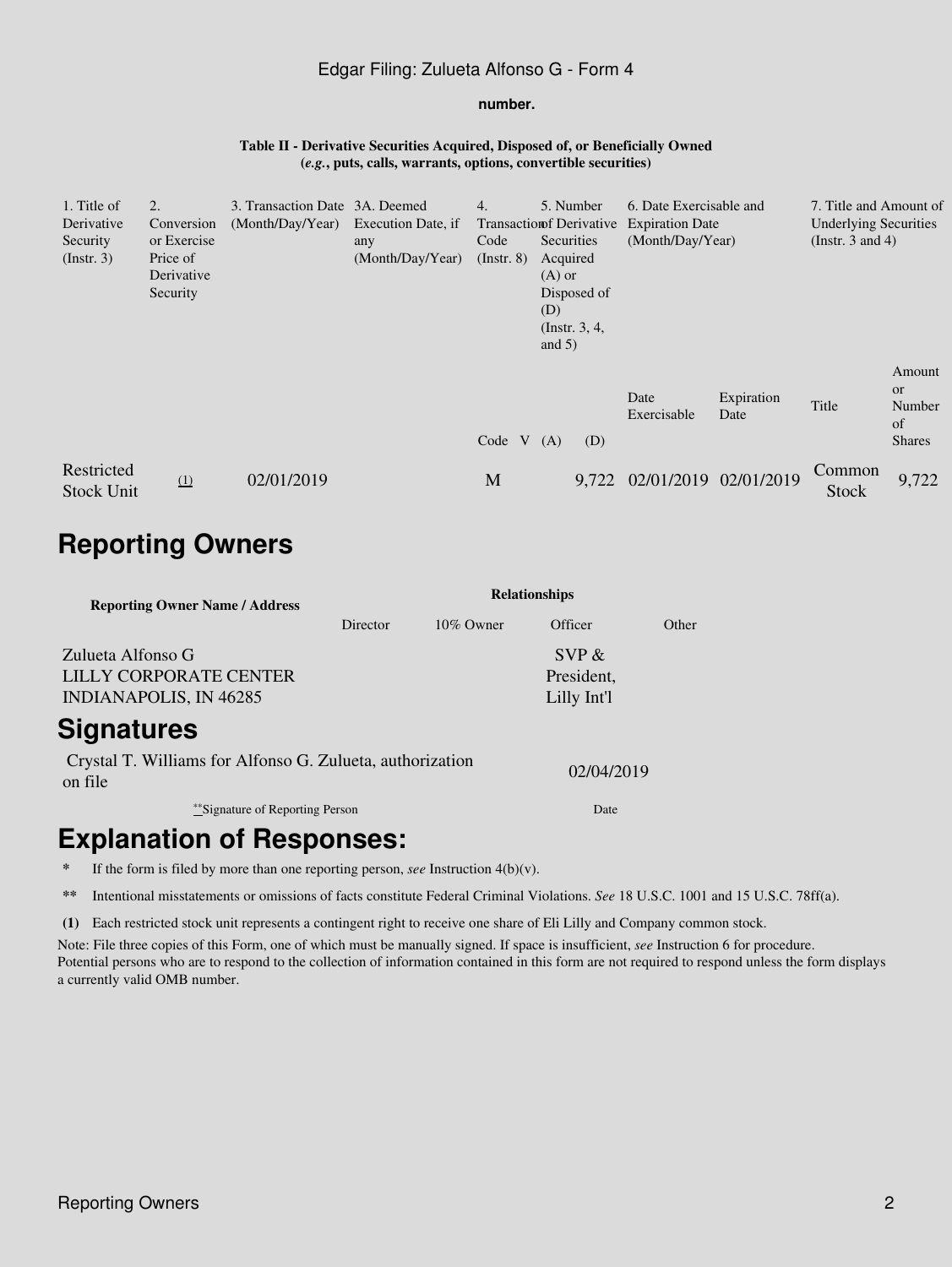number.

**Table II - Derivative Securities Acquired, Disposed of, or Beneficially Owned**
**(*e.g.*, puts, calls, warrants, options, convertible securities)**

| 1. Title of Derivative Security (Instr. 3) | 2. Conversion or Exercise Price of Derivative Security | 3. Transaction Date (Month/Day/Year) | 3A. Deemed Execution Date, if any (Month/Day/Year) | 4. Transaction Code (Instr. 8) | | 5. Number of Derivative Securities Acquired (A) or Disposed of (D) (Instr. 3, 4, and 5) | | 6. Date Exercisable and Expiration Date (Month/Day/Year) | | 7. Title and Amount of Underlying Securities (Instr. 3 and 4) | |
|---|---|---|---|---|---|---|---|---|---|---|---|
| | | | | Code | V | (A) | (D) | Date Exercisable | Expiration Date | Title | Amount or Number of Shares |
| Restricted Stock Unit | (1) | 02/01/2019 | | M | | | 9,722 | 02/01/2019 | 02/01/2019 | Common Stock | 9,722 |

# Reporting Owners

| Reporting Owner Name / Address | Relationships | | | |
|---|---|---|---|---|
| | Director | 10% Owner | Officer | Other |
| Zulueta Alfonso G<br>LILLY CORPORATE CENTER<br>INDIANAPOLIS, IN 46285 | | | SVP & President, Lilly Int'l | |

# Signatures

| | |
|---|---|
| Crystal T. Williams for Alfonso G. Zulueta, authorization on file | 02/04/2019 |
| **Signature of Reporting Person | Date |

# Explanation of Responses:

\* If the form is filed by more than one reporting person, *see* Instruction 4(b)(v).

** Intentional misstatements or omissions of facts constitute Federal Criminal Violations. *See* 18 U.S.C. 1001 and 15 U.S.C. 78ff(a).

(1) Each restricted stock unit represents a contingent right to receive one share of Eli Lilly and Company common stock.

Note: File three copies of this Form, one of which must be manually signed. If space is insufficient, *see* Instruction 6 for procedure.
Potential persons who are to respond to the collection of information contained in this form are not required to respond unless the form displays a currently valid OMB number.